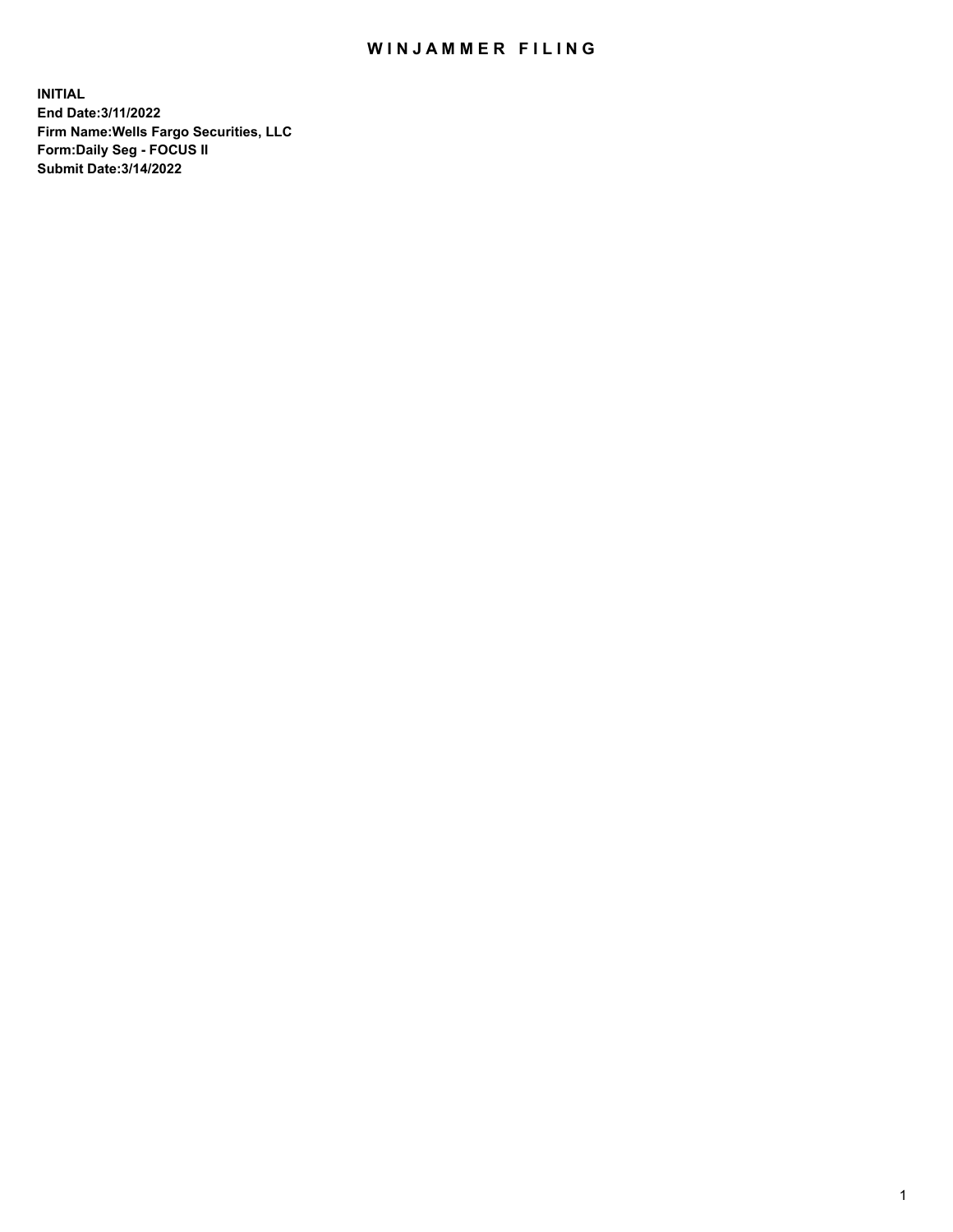# WINJAMMER FILING

**INITIAL**
**End Date:3/11/2022**
**Firm Name:Wells Fargo Securities, LLC**
**Form:Daily Seg - FOCUS II**
**Submit Date:3/14/2022**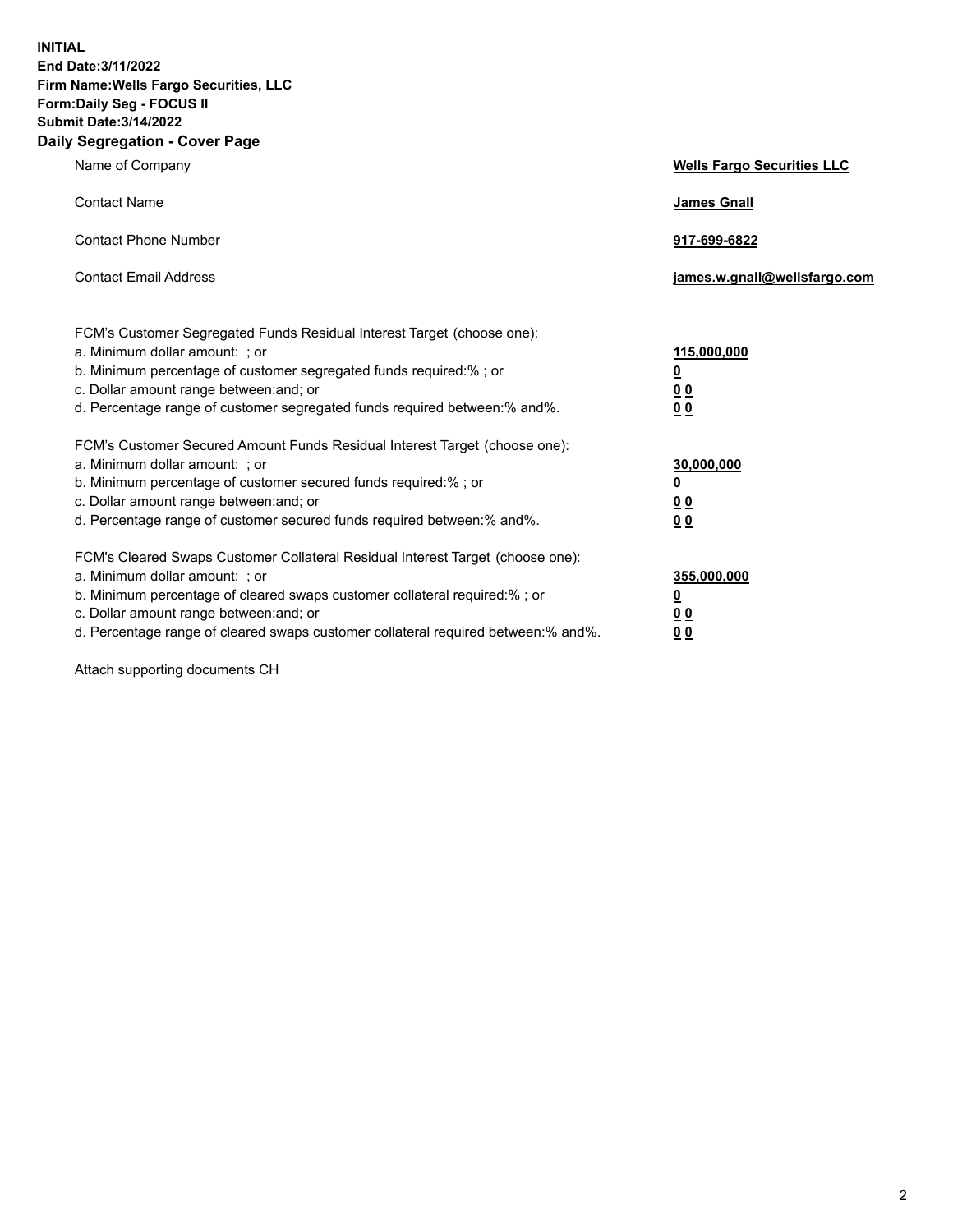**INITIAL**
**End Date:3/11/2022**
**Firm Name:Wells Fargo Securities, LLC**
**Form:Daily Seg - FOCUS II**
**Submit Date:3/14/2022**

## Daily Segregation - Cover Page

| | |
|---|---|
| Name of Company | **Wells Fargo Securities LLC** |
| Contact Name | **James Gnall** |
| Contact Phone Number | **917-699-6822** |
| Contact Email Address | **james.w.gnall@wellsfargo.com** |

| | |
|---|---|
| FCM's Customer Segregated Funds Residual Interest Target (choose one): | |
| a. Minimum dollar amount: ; or | **115,000,000** |
| b. Minimum percentage of customer segregated funds required:% ; or | **0** |
| c. Dollar amount range between:and; or | **0 0** |
| d. Percentage range of customer segregated funds required between:% and%. | **0 0** |
| FCM's Customer Secured Amount Funds Residual Interest Target (choose one): | |
| a. Minimum dollar amount: ; or | **30,000,000** |
| b. Minimum percentage of customer secured funds required:% ; or | **0** |
| c. Dollar amount range between:and; or | **0 0** |
| d. Percentage range of customer secured funds required between:% and%. | **0 0** |
| FCM's Cleared Swaps Customer Collateral Residual Interest Target (choose one): | |
| a. Minimum dollar amount: ; or | **355,000,000** |
| b. Minimum percentage of cleared swaps customer collateral required:% ; or | **0** |
| c. Dollar amount range between:and; or | **0 0** |
| d. Percentage range of cleared swaps customer collateral required between:% and%. | **0 0** |

Attach supporting documents CH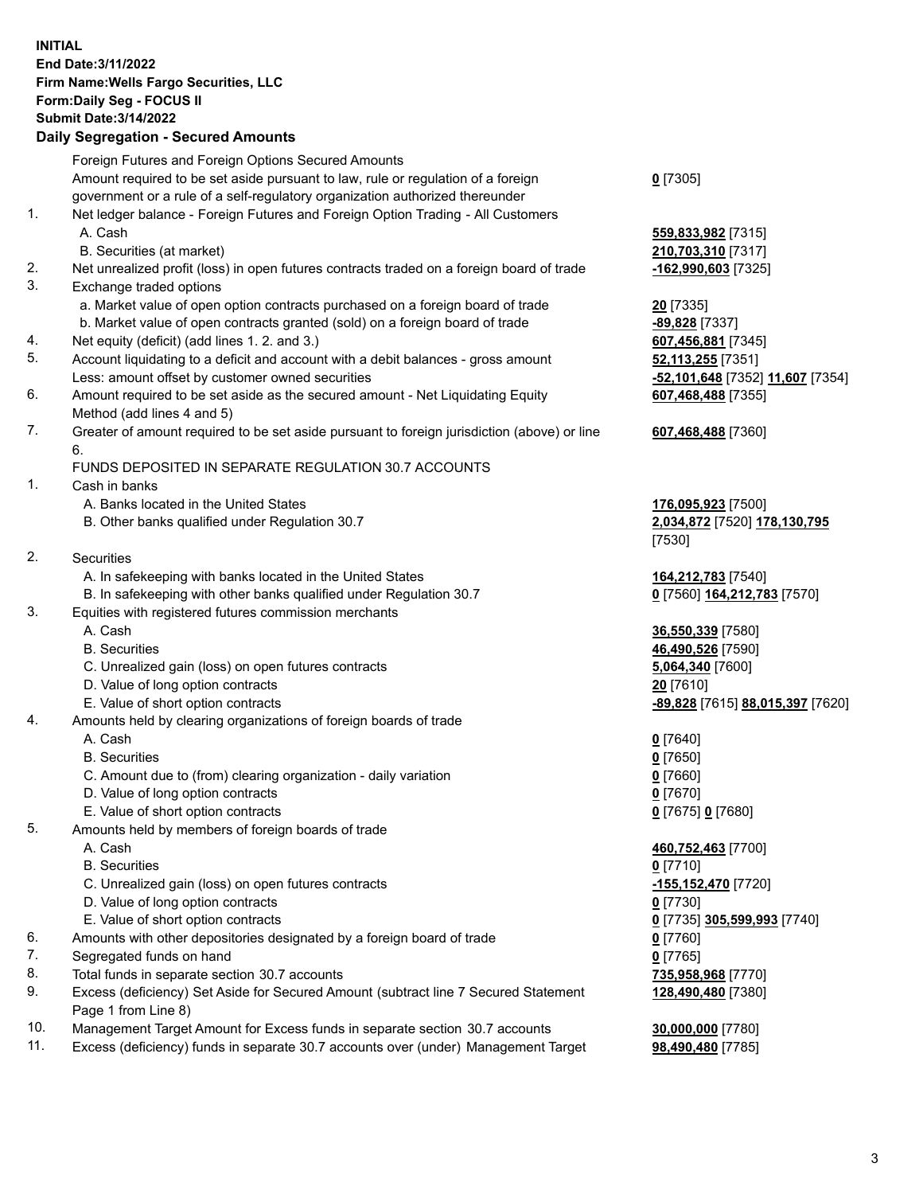**INITIAL**
**End Date:3/11/2022**
**Firm Name:Wells Fargo Securities, LLC**
**Form:Daily Seg - FOCUS II**
**Submit Date:3/14/2022**

## Daily Segregation - Secured Amounts

| | | |
|---|---|---|
| | Foreign Futures and Foreign Options Secured Amounts | |
| | Amount required to be set aside pursuant to law, rule or regulation of a foreign government or a rule of a self-regulatory organization authorized thereunder | **0** [7305] |
| 1. | Net ledger balance - Foreign Futures and Foreign Option Trading - All Customers | |
| | A. Cash | **559,833,982** [7315] |
| | B. Securities (at market) | **210,703,310** [7317] |
| 2. | Net unrealized profit (loss) in open futures contracts traded on a foreign board of trade | **-162,990,603** [7325] |
| 3. | Exchange traded options | |
| | a. Market value of open option contracts purchased on a foreign board of trade | **20** [7335] |
| | b. Market value of open contracts granted (sold) on a foreign board of trade | **-89,828** [7337] |
| 4. | Net equity (deficit) (add lines 1. 2. and 3.) | **607,456,881** [7345] |
| 5. | Account liquidating to a deficit and account with a debit balances - gross amount | **52,113,255** [7351] |
| | Less: amount offset by customer owned securities | **-52,101,648** [7352] **11,607** [7354] |
| 6. | Amount required to be set aside as the secured amount - Net Liquidating Equity Method (add lines 4 and 5) | **607,468,488** [7355] |
| 7. | Greater of amount required to be set aside pursuant to foreign jurisdiction (above) or line 6. | **607,468,488** [7360] |
| | FUNDS DEPOSITED IN SEPARATE REGULATION 30.7 ACCOUNTS | |
| 1. | Cash in banks | |
| | A. Banks located in the United States | **176,095,923** [7500] |
| | B. Other banks qualified under Regulation 30.7 | **2,034,872** [7520] **178,130,795** [7530] |
| 2. | Securities | |
| | A. In safekeeping with banks located in the United States | **164,212,783** [7540] |
| | B. In safekeeping with other banks qualified under Regulation 30.7 | **0** [7560] **164,212,783** [7570] |
| 3. | Equities with registered futures commission merchants | |
| | A. Cash | **36,550,339** [7580] |
| | B. Securities | **46,490,526** [7590] |
| | C. Unrealized gain (loss) on open futures contracts | **5,064,340** [7600] |
| | D. Value of long option contracts | **20** [7610] |
| | E. Value of short option contracts | **-89,828** [7615] **88,015,397** [7620] |
| 4. | Amounts held by clearing organizations of foreign boards of trade | |
| | A. Cash | **0** [7640] |
| | B. Securities | **0** [7650] |
| | C. Amount due to (from) clearing organization - daily variation | **0** [7660] |
| | D. Value of long option contracts | **0** [7670] |
| | E. Value of short option contracts | **0** [7675] **0** [7680] |
| 5. | Amounts held by members of foreign boards of trade | |
| | A. Cash | **460,752,463** [7700] |
| | B. Securities | **0** [7710] |
| | C. Unrealized gain (loss) on open futures contracts | **-155,152,470** [7720] |
| | D. Value of long option contracts | **0** [7730] |
| | E. Value of short option contracts | **0** [7735] **305,599,993** [7740] |
| 6. | Amounts with other depositories designated by a foreign board of trade | **0** [7760] |
| 7. | Segregated funds on hand | **0** [7765] |
| 8. | Total funds in separate section 30.7 accounts | **735,958,968** [7770] |
| 9. | Excess (deficiency) Set Aside for Secured Amount (subtract line 7 Secured Statement Page 1 from Line 8) | **128,490,480** [7380] |
| 10. | Management Target Amount for Excess funds in separate section 30.7 accounts | **30,000,000** [7780] |
| 11. | Excess (deficiency) funds in separate 30.7 accounts over (under) Management Target | **98,490,480** [7785] |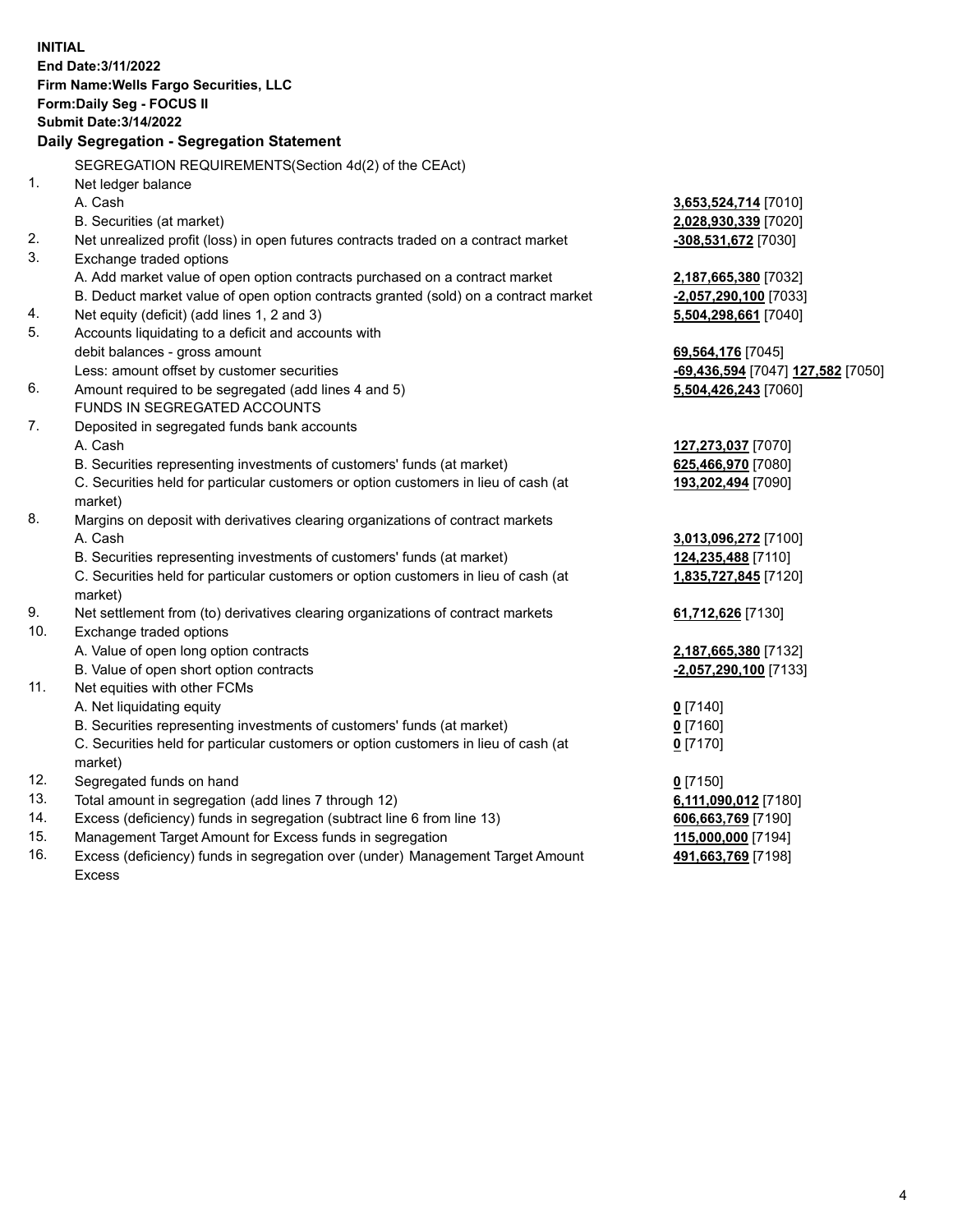**INITIAL**
**End Date:3/11/2022**
**Firm Name:Wells Fargo Securities, LLC**
**Form:Daily Seg - FOCUS II**
**Submit Date:3/14/2022**

## Daily Segregation - Segregation Statement

SEGREGATION REQUIREMENTS(Section 4d(2) of the CEAct)

| | | |
|---|---|---|
| 1. | Net ledger balance | |
| | A. Cash | **3,653,524,714** [7010] |
| | B. Securities (at market) | **2,028,930,339** [7020] |
| 2. | Net unrealized profit (loss) in open futures contracts traded on a contract market | **-308,531,672** [7030] |
| 3. | Exchange traded options | |
| | A. Add market value of open option contracts purchased on a contract market | **2,187,665,380** [7032] |
| | B. Deduct market value of open option contracts granted (sold) on a contract market | **-2,057,290,100** [7033] |
| 4. | Net equity (deficit) (add lines 1, 2 and 3) | **5,504,298,661** [7040] |
| 5. | Accounts liquidating to a deficit and accounts with debit balances - gross amount | **69,564,176** [7045] |
| | Less: amount offset by customer securities | **-69,436,594** [7047] **127,582** [7050] |
| 6. | Amount required to be segregated (add lines 4 and 5) | **5,504,426,243** [7060] |
| | FUNDS IN SEGREGATED ACCOUNTS | |
| 7. | Deposited in segregated funds bank accounts | |
| | A. Cash | **127,273,037** [7070] |
| | B. Securities representing investments of customers' funds (at market) | **625,466,970** [7080] |
| | C. Securities held for particular customers or option customers in lieu of cash (at market) | **193,202,494** [7090] |
| 8. | Margins on deposit with derivatives clearing organizations of contract markets | |
| | A. Cash | **3,013,096,272** [7100] |
| | B. Securities representing investments of customers' funds (at market) | **124,235,488** [7110] |
| | C. Securities held for particular customers or option customers in lieu of cash (at market) | **1,835,727,845** [7120] |
| 9. | Net settlement from (to) derivatives clearing organizations of contract markets | **61,712,626** [7130] |
| 10. | Exchange traded options | |
| | A. Value of open long option contracts | **2,187,665,380** [7132] |
| | B. Value of open short option contracts | **-2,057,290,100** [7133] |
| 11. | Net equities with other FCMs | |
| | A. Net liquidating equity | **0** [7140] |
| | B. Securities representing investments of customers' funds (at market) | **0** [7160] |
| | C. Securities held for particular customers or option customers in lieu of cash (at market) | **0** [7170] |
| 12. | Segregated funds on hand | **0** [7150] |
| 13. | Total amount in segregation (add lines 7 through 12) | **6,111,090,012** [7180] |
| 14. | Excess (deficiency) funds in segregation (subtract line 6 from line 13) | **606,663,769** [7190] |
| 15. | Management Target Amount for Excess funds in segregation | **115,000,000** [7194] |
| 16. | Excess (deficiency) funds in segregation over (under) Management Target Amount Excess | **491,663,769** [7198] |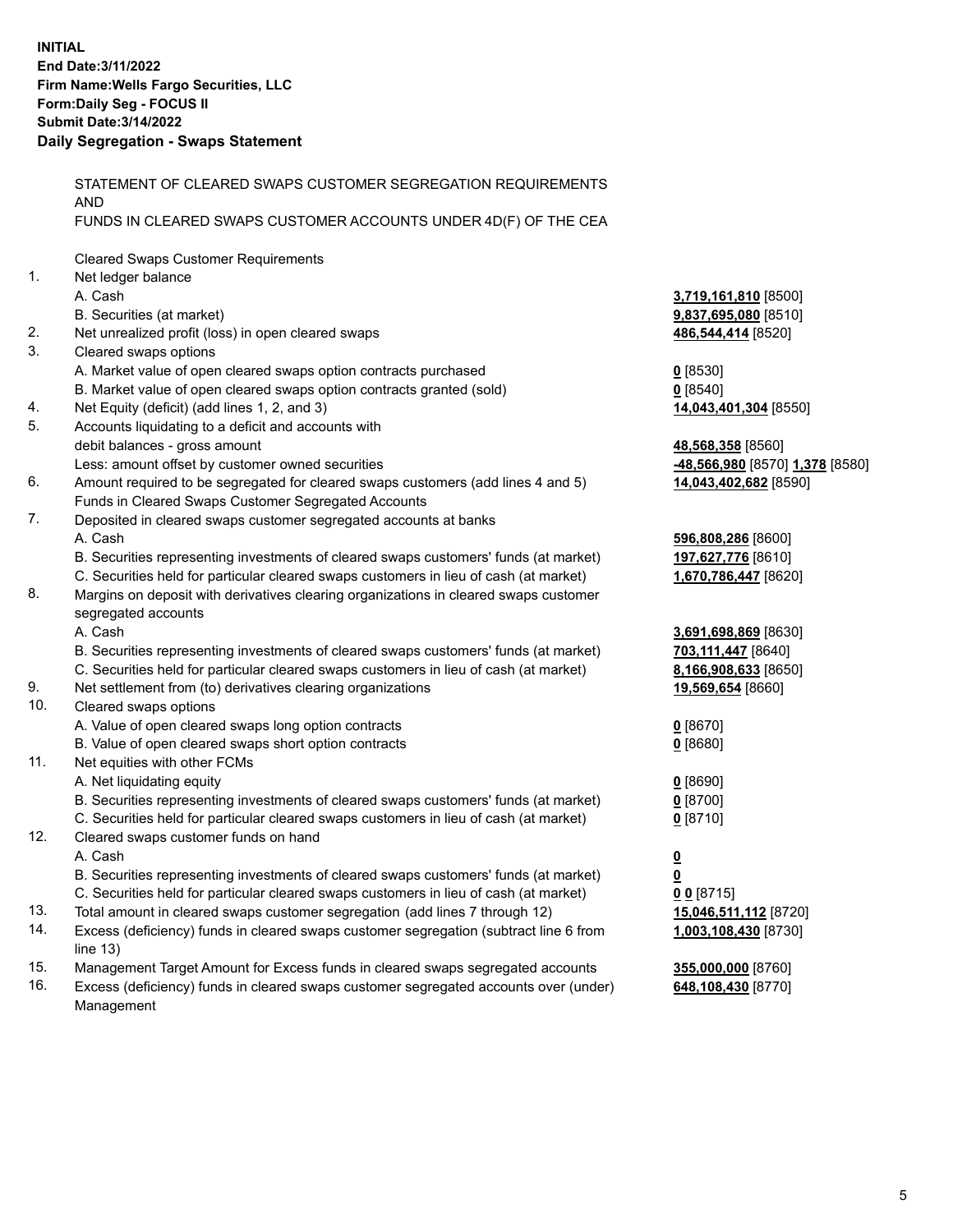**INITIAL**
**End Date:3/11/2022**
**Firm Name:Wells Fargo Securities, LLC**
**Form:Daily Seg - FOCUS II**
**Submit Date:3/14/2022**
**Daily Segregation - Swaps Statement**

STATEMENT OF CLEARED SWAPS CUSTOMER SEGREGATION REQUIREMENTS AND
FUNDS IN CLEARED SWAPS CUSTOMER ACCOUNTS UNDER 4D(F) OF THE CEA

| | | |
|---|---|---|
| | Cleared Swaps Customer Requirements | |
| 1. | Net ledger balance | |
| | A. Cash | **3,719,161,810** [8500] |
| | B. Securities (at market) | **9,837,695,080** [8510] |
| 2. | Net unrealized profit (loss) in open cleared swaps | **486,544,414** [8520] |
| 3. | Cleared swaps options | |
| | A. Market value of open cleared swaps option contracts purchased | **0** [8530] |
| | B. Market value of open cleared swaps option contracts granted (sold) | **0** [8540] |
| 4. | Net Equity (deficit) (add lines 1, 2, and 3) | **14,043,401,304** [8550] |
| 5. | Accounts liquidating to a deficit and accounts with debit balances - gross amount | **48,568,358** [8560] |
| | Less: amount offset by customer owned securities | **-48,566,980** [8570] **1,378** [8580] |
| 6. | Amount required to be segregated for cleared swaps customers (add lines 4 and 5) | **14,043,402,682** [8590] |
| | Funds in Cleared Swaps Customer Segregated Accounts | |
| 7. | Deposited in cleared swaps customer segregated accounts at banks | |
| | A. Cash | **596,808,286** [8600] |
| | B. Securities representing investments of cleared swaps customers' funds (at market) | **197,627,776** [8610] |
| | C. Securities held for particular cleared swaps customers in lieu of cash (at market) | **1,670,786,447** [8620] |
| 8. | Margins on deposit with derivatives clearing organizations in cleared swaps customer segregated accounts | |
| | A. Cash | **3,691,698,869** [8630] |
| | B. Securities representing investments of cleared swaps customers' funds (at market) | **703,111,447** [8640] |
| | C. Securities held for particular cleared swaps customers in lieu of cash (at market) | **8,166,908,633** [8650] |
| 9. | Net settlement from (to) derivatives clearing organizations | **19,569,654** [8660] |
| 10. | Cleared swaps options | |
| | A. Value of open cleared swaps long option contracts | **0** [8670] |
| | B. Value of open cleared swaps short option contracts | **0** [8680] |
| 11. | Net equities with other FCMs | |
| | A. Net liquidating equity | **0** [8690] |
| | B. Securities representing investments of cleared swaps customers' funds (at market) | **0** [8700] |
| | C. Securities held for particular cleared swaps customers in lieu of cash (at market) | **0** [8710] |
| 12. | Cleared swaps customer funds on hand | |
| | A. Cash | **0** |
| | B. Securities representing investments of cleared swaps customers' funds (at market) | **0** |
| | C. Securities held for particular cleared swaps customers in lieu of cash (at market) | **0** **0** [8715] |
| 13. | Total amount in cleared swaps customer segregation (add lines 7 through 12) | **15,046,511,112** [8720] |
| 14. | Excess (deficiency) funds in cleared swaps customer segregation (subtract line 6 from line 13) | **1,003,108,430** [8730] |
| 15. | Management Target Amount for Excess funds in cleared swaps segregated accounts | **355,000,000** [8760] |
| 16. | Excess (deficiency) funds in cleared swaps customer segregated accounts over (under) Management | **648,108,430** [8770] |